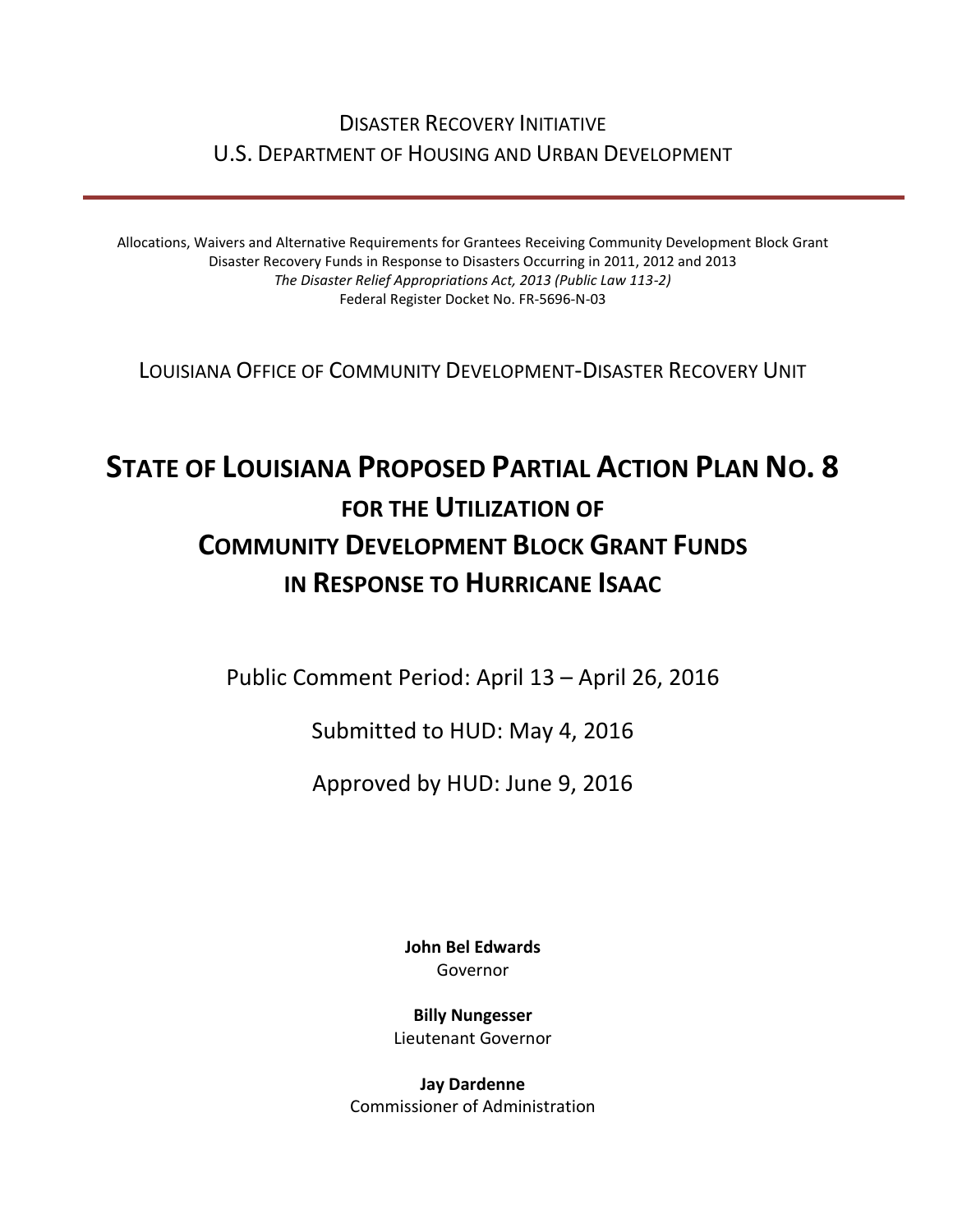DISASTER RECOVERY INITIATIVE
U.S. DEPARTMENT OF HOUSING AND URBAN DEVELOPMENT

---

Allocations, Waivers and Alternative Requirements for Grantees Receiving Community Development Block Grant Disaster Recovery Funds in Response to Disasters Occurring in 2011, 2012 and 2013
*The Disaster Relief Appropriations Act, 2013 (Public Law 113-2)*
Federal Register Docket No. FR-5696-N-03

LOUISIANA OFFICE OF COMMUNITY DEVELOPMENT-DISASTER RECOVERY UNIT

# STATE OF LOUISIANA PROPOSED PARTIAL ACTION PLAN NO. 8 FOR THE UTILIZATION OF COMMUNITY DEVELOPMENT BLOCK GRANT FUNDS IN RESPONSE TO HURRICANE ISAAC

Public Comment Period: April 13 – April 26, 2016

Submitted to HUD: May 4, 2016

Approved by HUD: June 9, 2016

**John Bel Edwards**
Governor

**Billy Nungesser**
Lieutenant Governor

**Jay Dardenne**
Commissioner of Administration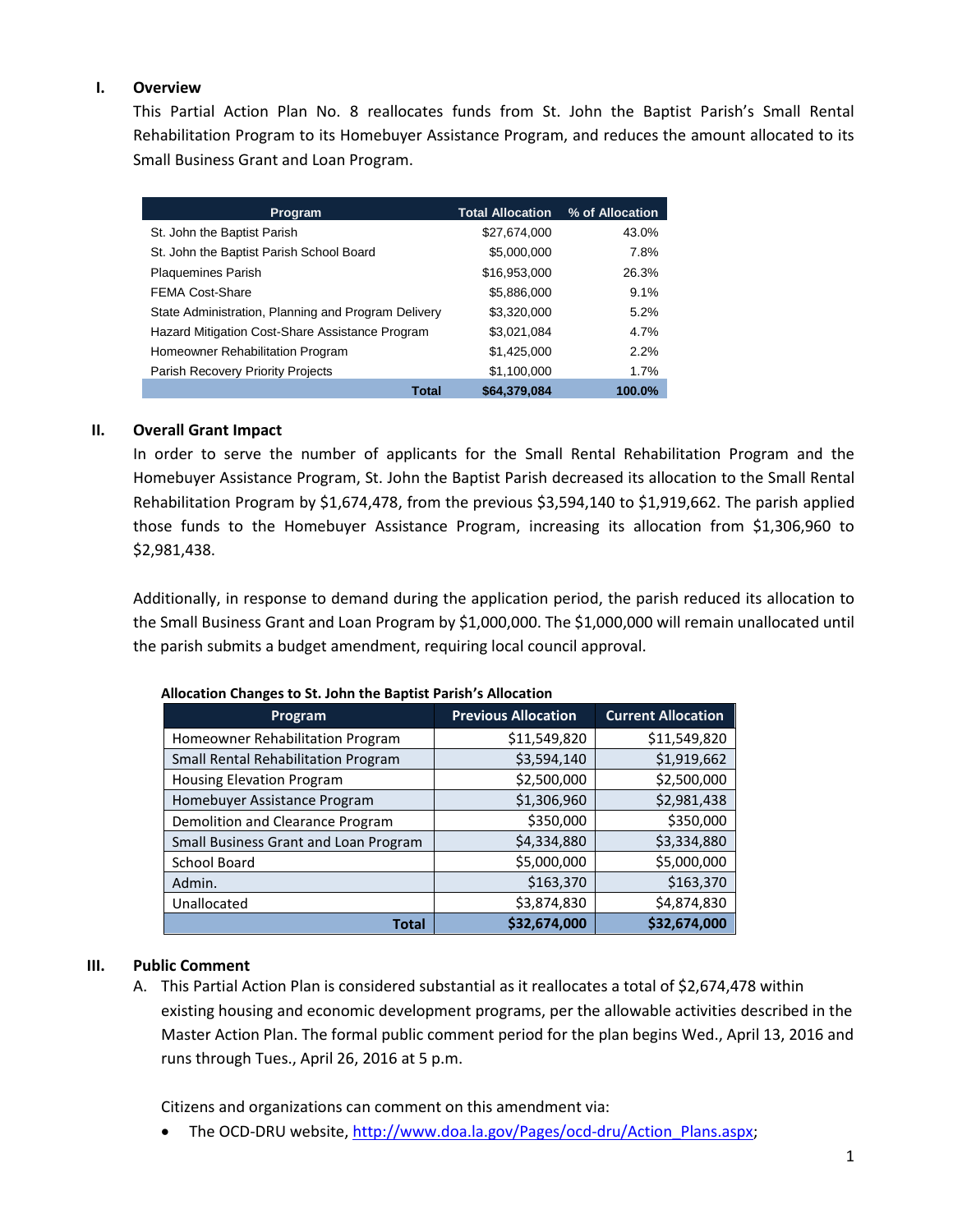## I. Overview

This Partial Action Plan No. 8 reallocates funds from St. John the Baptist Parish's Small Rental Rehabilitation Program to its Homebuyer Assistance Program, and reduces the amount allocated to its Small Business Grant and Loan Program.

| Program | Total Allocation | % of Allocation |
|---|---|---|
| St. John the Baptist Parish | $27,674,000 | 43.0% |
| St. John the Baptist Parish School Board | $5,000,000 | 7.8% |
| Plaquemines Parish | $16,953,000 | 26.3% |
| FEMA Cost-Share | $5,886,000 | 9.1% |
| State Administration, Planning and Program Delivery | $3,320,000 | 5.2% |
| Hazard Mitigation Cost-Share Assistance Program | $3,021,084 | 4.7% |
| Homeowner Rehabilitation Program | $1,425,000 | 2.2% |
| Parish Recovery Priority Projects | $1,100,000 | 1.7% |
| **Total** | **$64,379,084** | **100.0%** |

## II. Overall Grant Impact

In order to serve the number of applicants for the Small Rental Rehabilitation Program and the Homebuyer Assistance Program, St. John the Baptist Parish decreased its allocation to the Small Rental Rehabilitation Program by $1,674,478, from the previous $3,594,140 to $1,919,662. The parish applied those funds to the Homebuyer Assistance Program, increasing its allocation from $1,306,960 to $2,981,438.

Additionally, in response to demand during the application period, the parish reduced its allocation to the Small Business Grant and Loan Program by $1,000,000. The $1,000,000 will remain unallocated until the parish submits a budget amendment, requiring local council approval.

**Allocation Changes to St. John the Baptist Parish's Allocation**

| Program | Previous Allocation | Current Allocation |
|---|---|---|
| Homeowner Rehabilitation Program | $11,549,820 | $11,549,820 |
| Small Rental Rehabilitation Program | $3,594,140 | $1,919,662 |
| Housing Elevation Program | $2,500,000 | $2,500,000 |
| Homebuyer Assistance Program | $1,306,960 | $2,981,438 |
| Demolition and Clearance Program | $350,000 | $350,000 |
| Small Business Grant and Loan Program | $4,334,880 | $3,334,880 |
| School Board | $5,000,000 | $5,000,000 |
| Admin. | $163,370 | $163,370 |
| Unallocated | $3,874,830 | $4,874,830 |
| **Total** | **$32,674,000** | **$32,674,000** |

## III. Public Comment

A. This Partial Action Plan is considered substantial as it reallocates a total of $2,674,478 within existing housing and economic development programs, per the allowable activities described in the Master Action Plan. The formal public comment period for the plan begins Wed., April 13, 2016 and runs through Tues., April 26, 2016 at 5 p.m.

   Citizens and organizations can comment on this amendment via:

   - The OCD-DRU website, http://www.doa.la.gov/Pages/ocd-dru/Action_Plans.aspx;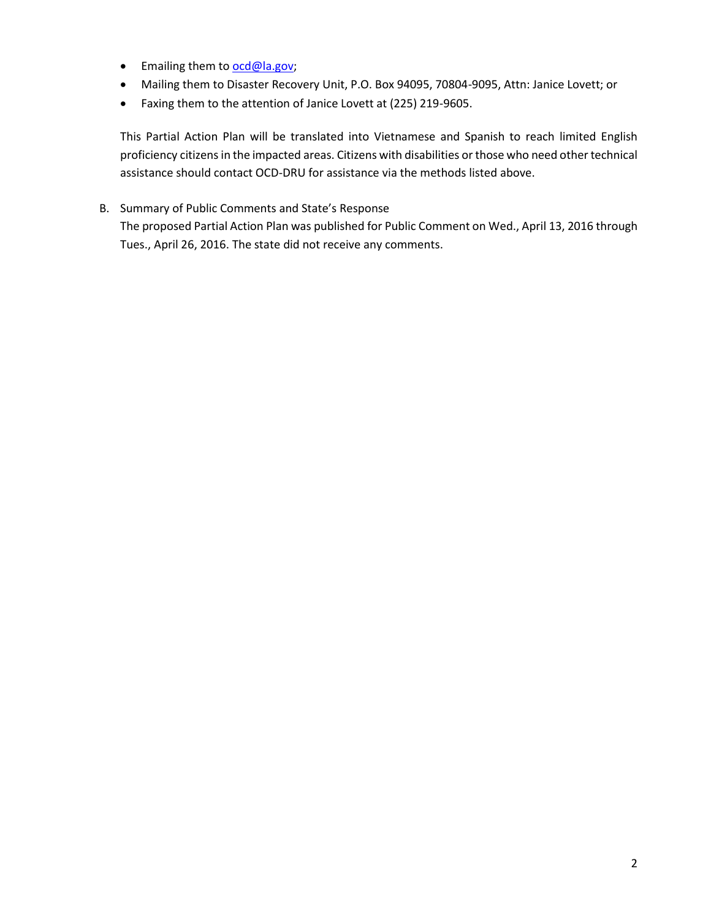- Emailing them to ocd@la.gov;
- Mailing them to Disaster Recovery Unit, P.O. Box 94095, 70804-9095, Attn: Janice Lovett; or
- Faxing them to the attention of Janice Lovett at (225) 219-9605.

This Partial Action Plan will be translated into Vietnamese and Spanish to reach limited English proficiency citizens in the impacted areas. Citizens with disabilities or those who need other technical assistance should contact OCD-DRU for assistance via the methods listed above.

B. Summary of Public Comments and State's Response

The proposed Partial Action Plan was published for Public Comment on Wed., April 13, 2016 through Tues., April 26, 2016. The state did not receive any comments.